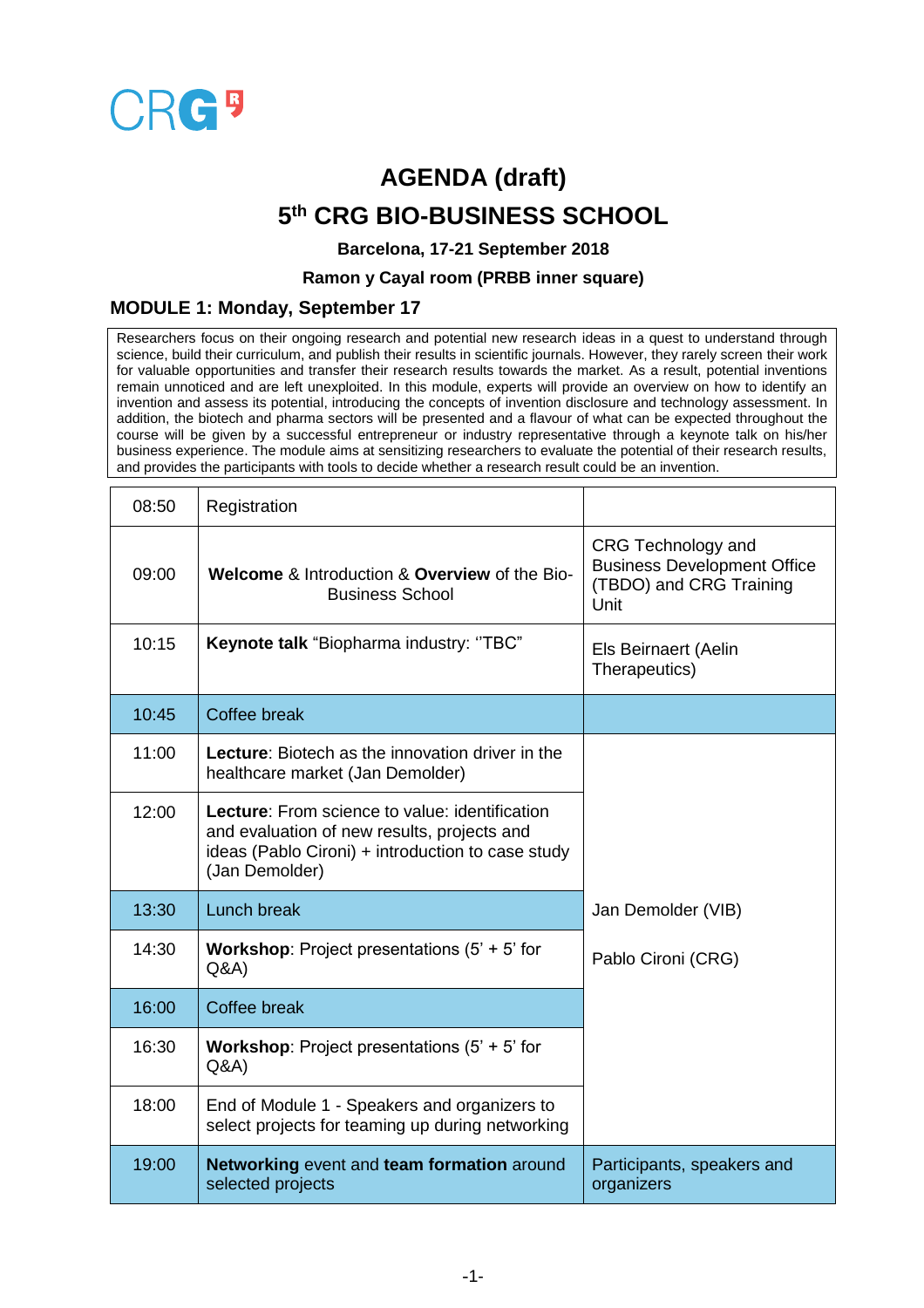CRG

# AGENDA (draft)

# 5th CRG BIO-BUSINESS SCHOOL

**Barcelona, 17-21 September 2018**

**Ramon y Cayal room (PRBB inner square)**

## MODULE 1: Monday, September 17

Researchers focus on their ongoing research and potential new research ideas in a quest to understand through science, build their curriculum, and publish their results in scientific journals. However, they rarely screen their work for valuable opportunities and transfer their research results towards the market. As a result, potential inventions remain unnoticed and are left unexploited. In this module, experts will provide an overview on how to identify an invention and assess its potential, introducing the concepts of invention disclosure and technology assessment. In addition, the biotech and pharma sectors will be presented and a flavour of what can be expected throughout the course will be given by a successful entrepreneur or industry representative through a keynote talk on his/her business experience. The module aims at sensitizing researchers to evaluate the potential of their research results, and provides the participants with tools to decide whether a research result could be an invention.

| | | |
|---|---|---|
| 08:50 | Registration | |
| 09:00 | **Welcome** & Introduction & **Overview** of the Bio-Business School | CRG Technology and Business Development Office (TBDO) and CRG Training Unit |
| 10:15 | **Keynote talk** “Biopharma industry: ‘’TBC” | Els Beirnaert (Aelin Therapeutics) |
| 10:45 | Coffee break | |
| 11:00 | **Lecture**: Biotech as the innovation driver in the healthcare market (Jan Demolder) | Jan Demolder (VIB)<br><br>Pablo Cironi (CRG) |
| 12:00 | **Lecture**: From science to value: identification and evaluation of new results, projects and ideas (Pablo Cironi) + introduction to case study (Jan Demolder) | |
| 13:30 | Lunch break | |
| 14:30 | **Workshop**: Project presentations (5’ + 5’ for Q&A) | |
| 16:00 | Coffee break | |
| 16:30 | **Workshop**: Project presentations (5’ + 5’ for Q&A) | |
| 18:00 | End of Module 1 - Speakers and organizers to select projects for teaming up during networking | |
| 19:00 | **Networking** event and **team formation** around selected projects | Participants, speakers and organizers |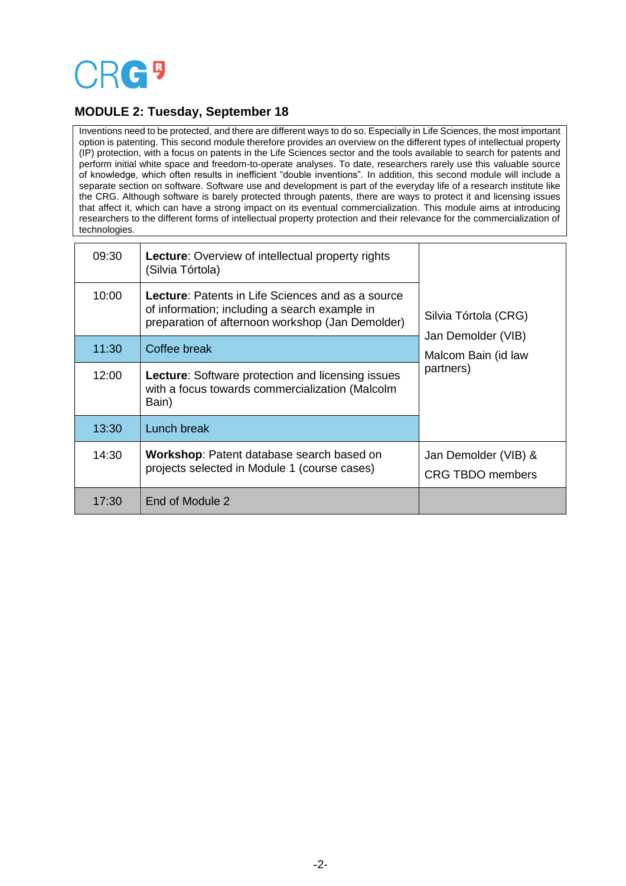## MODULE 2: Tuesday, September 18

Inventions need to be protected, and there are different ways to do so. Especially in Life Sciences, the most important option is patenting. This second module therefore provides an overview on the different types of intellectual property (IP) protection, with a focus on patents in the Life Sciences sector and the tools available to search for patents and perform initial white space and freedom-to-operate analyses. To date, researchers rarely use this valuable source of knowledge, which often results in inefficient "double inventions". In addition, this second module will include a separate section on software. Software use and development is part of the everyday life of a research institute like the CRG. Although software is barely protected through patents, there are ways to protect it and licensing issues that affect it, which can have a strong impact on its eventual commercialization. This module aims at introducing researchers to the different forms of intellectual property protection and their relevance for the commercialization of technologies.

| Time | Session | Speakers |
|---|---|---|
| 09:30 | **Lecture**: Overview of intellectual property rights (Silvia Tórtola) | Silvia Tórtola (CRG)<br>Jan Demolder (VIB)<br>Malcom Bain (id law partners) |
| 10:00 | **Lecture**: Patents in Life Sciences and as a source of information; including a search example in preparation of afternoon workshop (Jan Demolder) | |
| 11:30 | Coffee break | |
| 12:00 | **Lecture**: Software protection and licensing issues with a focus towards commercialization (Malcolm Bain) | |
| 13:30 | Lunch break | |
| 14:30 | **Workshop**: Patent database search based on projects selected in Module 1 (course cases) | Jan Demolder (VIB) &<br>CRG TBDO members |
| 17:30 | End of Module 2 | |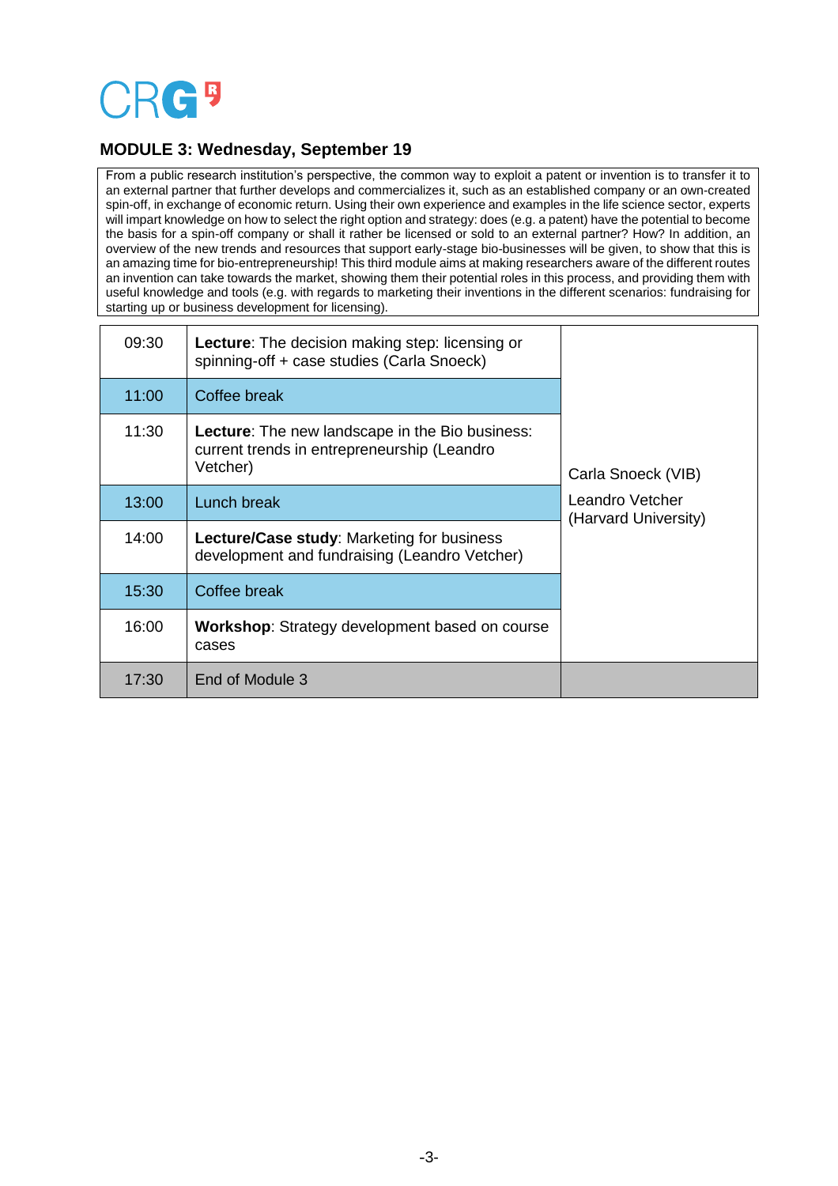## MODULE 3: Wednesday, September 19

From a public research institution's perspective, the common way to exploit a patent or invention is to transfer it to an external partner that further develops and commercializes it, such as an established company or an own-created spin-off, in exchange of economic return. Using their own experience and examples in the life science sector, experts will impart knowledge on how to select the right option and strategy: does (e.g. a patent) have the potential to become the basis for a spin-off company or shall it rather be licensed or sold to an external partner? How? In addition, an overview of the new trends and resources that support early-stage bio-businesses will be given, to show that this is an amazing time for bio-entrepreneurship! This third module aims at making researchers aware of the different routes an invention can take towards the market, showing them their potential roles in this process, and providing them with useful knowledge and tools (e.g. with regards to marketing their inventions in the different scenarios: fundraising for starting up or business development for licensing).

| Time | Activity | Speakers |
|---|---|---|
| 09:30 | **Lecture**: The decision making step: licensing or spinning-off + case studies (Carla Snoeck) | Carla Snoeck (VIB)<br>Leandro Vetcher (Harvard University) |
| 11:00 | Coffee break | |
| 11:30 | **Lecture**: The new landscape in the Bio business: current trends in entrepreneurship (Leandro Vetcher) | |
| 13:00 | Lunch break | |
| 14:00 | **Lecture/Case study**: Marketing for business development and fundraising (Leandro Vetcher) | |
| 15:30 | Coffee break | |
| 16:00 | **Workshop**: Strategy development based on course cases | |
| 17:30 | End of Module 3 | |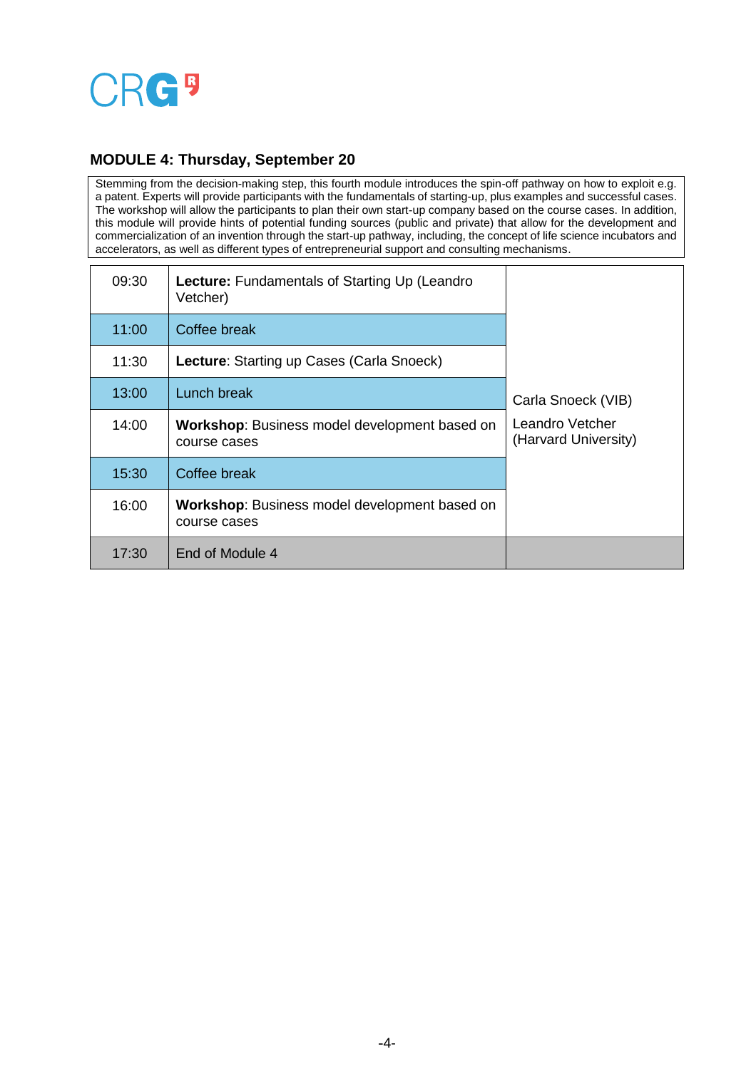## MODULE 4: Thursday, September 20

Stemming from the decision-making step, this fourth module introduces the spin-off pathway on how to exploit e.g. a patent. Experts will provide participants with the fundamentals of starting-up, plus examples and successful cases. The workshop will allow the participants to plan their own start-up company based on the course cases. In addition, this module will provide hints of potential funding sources (public and private) that allow for the development and commercialization of an invention through the start-up pathway, including, the concept of life science incubators and accelerators, as well as different types of entrepreneurial support and consulting mechanisms.

| Time | Session | Speakers |
|---|---|---|
| 09:30 | **Lecture:** Fundamentals of Starting Up (Leandro Vetcher) | Carla Snoeck (VIB)<br>Leandro Vetcher (Harvard University) |
| 11:00 | Coffee break | |
| 11:30 | **Lecture**: Starting up Cases (Carla Snoeck) | |
| 13:00 | Lunch break | |
| 14:00 | **Workshop**: Business model development based on course cases | |
| 15:30 | Coffee break | |
| 16:00 | **Workshop**: Business model development based on course cases | |
| 17:30 | End of Module 4 | |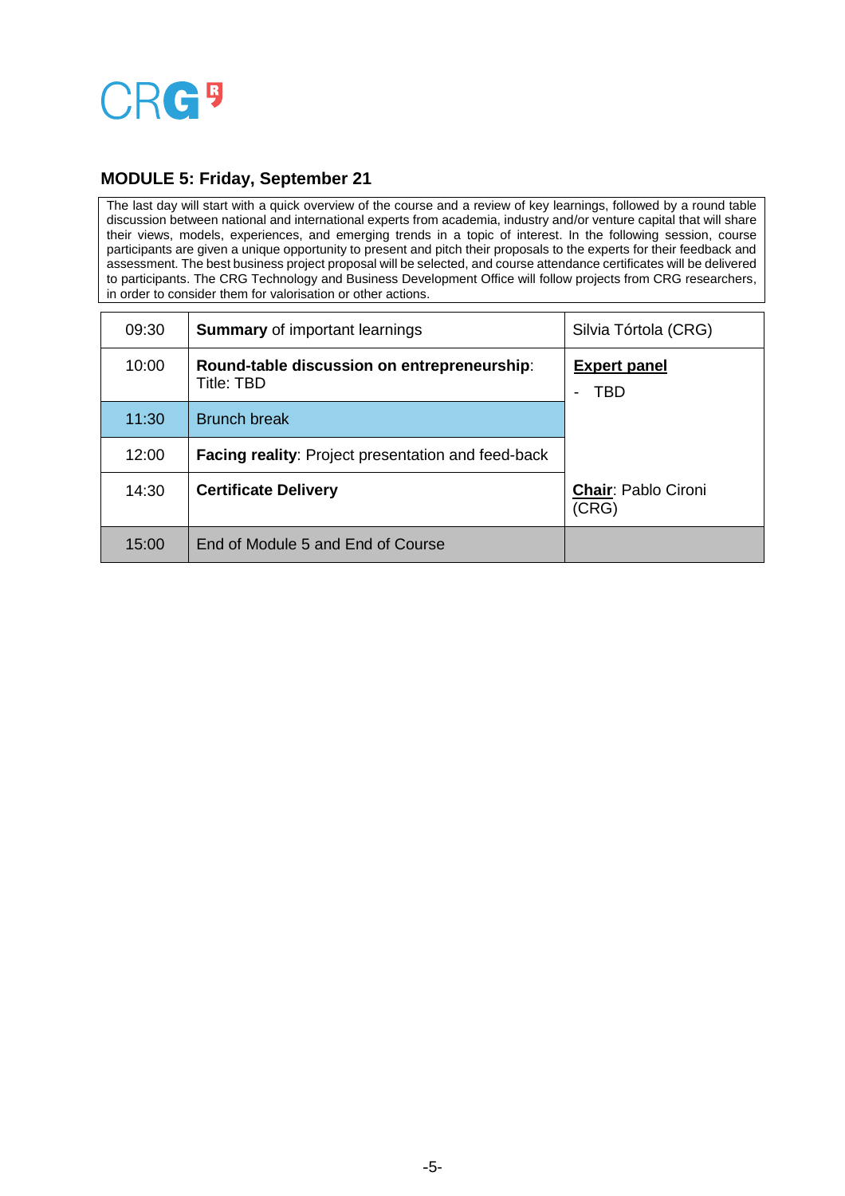## MODULE 5: Friday, September 21

The last day will start with a quick overview of the course and a review of key learnings, followed by a round table discussion between national and international experts from academia, industry and/or venture capital that will share their views, models, experiences, and emerging trends in a topic of interest. In the following session, course participants are given a unique opportunity to present and pitch their proposals to the experts for their feedback and assessment. The best business project proposal will be selected, and course attendance certificates will be delivered to participants. The CRG Technology and Business Development Office will follow projects from CRG researchers, in order to consider them for valorisation or other actions.

| | | |
|---|---|---|
| 09:30 | **Summary** of important learnings | Silvia Tórtola (CRG) |
| 10:00 | **Round-table discussion on entrepreneurship**: Title: TBD | **Expert panel**<br>- TBD |
| 11:30 | Brunch break | |
| 12:00 | **Facing reality**: Project presentation and feed-back | |
| 14:30 | **Certificate Delivery** | **Chair**: Pablo Cironi (CRG) |
| 15:00 | End of Module 5 and End of Course | |